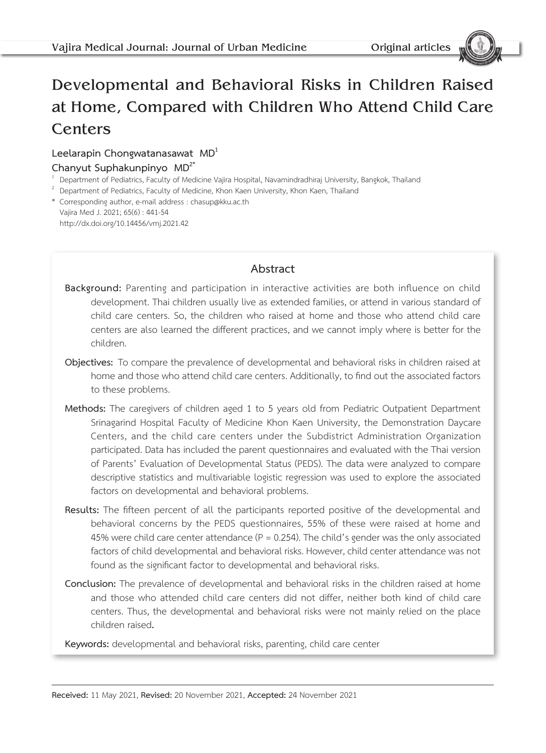# Developmental and Behavioral Risks in Children Raised at Home, Compared with Children Who Attend Child Care Centers

Leelarapin Chongwatanasawat MD[1]

Chanyut Suphakunpinyo MD[2*]

[1] Department of Pediatrics, Faculty of Medicine Vajira Hospital, Navamindradhiraj University, Bangkok, Thailand

[2] Department of Pediatrics, Faculty of Medicine, Khon Kaen University, Khon Kaen, Thailand

* Corresponding author, e-mail address : chasup@kku.ac.th

Vajira Med J. 2021; 65(6) : 441-54

http://dx.doi.org/10.14456/vmj.2021.42

## Abstract

**Background:** Parenting and participation in interactive activities are both influence on child development. Thai children usually live as extended families, or attend in various standard of child care centers. So, the children who raised at home and those who attend child care centers are also learned the different practices, and we cannot imply where is better for the children.

**Objectives:** To compare the prevalence of developmental and behavioral risks in children raised at home and those who attend child care centers. Additionally, to find out the associated factors to these problems.

**Methods:** The caregivers of children aged 1 to 5 years old from Pediatric Outpatient Department Srinagarind Hospital Faculty of Medicine Khon Kaen University, the Demonstration Daycare Centers, and the child care centers under the Subdistrict Administration Organization participated. Data has included the parent questionnaires and evaluated with the Thai version of Parents' Evaluation of Developmental Status (PEDS). The data were analyzed to compare descriptive statistics and multivariable logistic regression was used to explore the associated factors on developmental and behavioral problems.

**Results:** The fifteen percent of all the participants reported positive of the developmental and behavioral concerns by the PEDS questionnaires, 55% of these were raised at home and 45% were child care center attendance (P = 0.254). The child's gender was the only associated factors of child developmental and behavioral risks. However, child center attendance was not found as the significant factor to developmental and behavioral risks.

**Conclusion:** The prevalence of developmental and behavioral risks in the children raised at home and those who attended child care centers did not differ, neither both kind of child care centers. Thus, the developmental and behavioral risks were not mainly relied on the place children raised**.**

**Keywords:** developmental and behavioral risks, parenting, child care center

---

**Received:** 11 May 2021, **Revised:** 20 November 2021, **Accepted:** 24 November 2021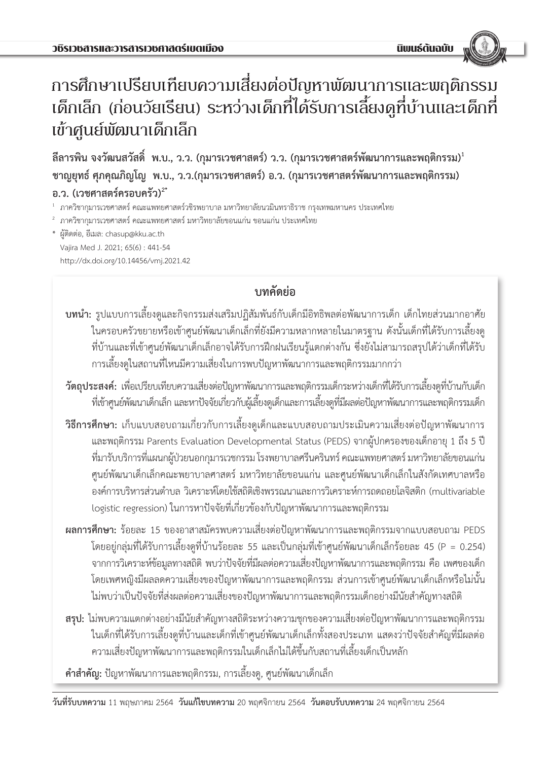# การศึกษาเปรียบเทียบความเสี่ยงต่อปัญหาพัฒนาการและพฤติกรรมเด็กเล็ก (ก่อนวัยเรียน) ระหว่างเด็กที่ได้รับการเลี้ยงดูที่บ้านและเด็กที่เข้าศูนย์พัฒนาเด็กเล็ก

**ลีลารพิน จงวัฒนสวัสดิ์ พ.บ., ว.ว. (กุมารเวชศาสตร์) ว.ว. (กุมารเวชศาสตร์พัฒนาการและพฤติกรรม)[1]**
**ชาญยุทธ์ ศุภคุณภิญโญ พ.บ., ว.ว.(กุมารเวชศาสตร์) อ.ว. (กุมารเวชศาสตร์พัฒนาการและพฤติกรรม) อ.ว. (เวชศาสตร์ครอบครัว)[2*]**

[1] ภาควิชากุมารเวชศาสตร์ คณะแพทยศาสตร์วชิรพยาบาล มหาวิทยาลัยนวมินทราธิราช กรุงเทพมหานคร ประเทศไทย

[2] ภาควิชากุมารเวชศาสตร์ คณะแพทยศาสตร์ มหาวิทยาลัยขอนแก่น ขอนแก่น ประเทศไทย

\* ผู้ติดต่อ, อีเมล: chasup@kku.ac.th

Vajira Med J. 2021; 65(6) : 441-54

http://dx.doi.org/10.14456/vmj.2021.42

## บทคัดย่อ

**บทนำ:** รูปแบบการเลี้ยงดูและกิจกรรมส่งเสริมปฏิสัมพันธ์กับเด็กมีอิทธิพลต่อพัฒนาการเด็ก เด็กไทยส่วนมากอาศัยในครอบครัวขยายหรือเข้าศูนย์พัฒนาเด็กเล็กที่ยังมีความหลากหลายในมาตรฐาน ดังนั้นเด็กที่ได้รับการเลี้ยงดูที่บ้านและที่เข้าศูนย์พัฒนาเด็กเล็กอาจได้รับการฝึกฝนเรียนรู้แตกต่างกัน ซึ่งยังไม่สามารถสรุปได้ว่าเด็กที่ได้รับการเลี้ยงดูในสถานที่ไหนมีความเสี่ยงในการพบปัญหาพัฒนาการและพฤติกรรมมากกว่า

**วัตถุประสงค์:** เพื่อเปรียบเทียบความเสี่ยงต่อปัญหาพัฒนาการและพฤติกรรมเด็กระหว่างเด็กที่ได้รับการเลี้ยงดูที่บ้านกับเด็กที่เข้าศูนย์พัฒนาเด็กเล็ก และหาปัจจัยเกี่ยวกับผู้เลี้ยงดูเด็กและการเลี้ยงดูที่มีผลต่อปัญหาพัฒนาการและพฤติกรรมเด็ก

**วิธีการศึกษา:** เก็บแบบสอบถามเกี่ยวกับการเลี้ยงดูเด็กและแบบสอบถามประเมินความเสี่ยงต่อปัญหาพัฒนาการและพฤติกรรม Parents Evaluation Developmental Status (PEDS) จากผู้ปกครองของเด็กอายุ 1 ถึง 5 ปี ที่มารับบริการที่แผนกผู้ป่วยนอกกุมารเวชกรรม โรงพยาบาลศรีนครินทร์ คณะแพทยศาสตร์ มหาวิทยาลัยขอนแก่น ศูนย์พัฒนาเด็กเล็กคณะพยาบาลศาสตร์ มหาวิทยาลัยขอนแก่น และศูนย์พัฒนาเด็กเล็กในสังกัดเทศบาลหรือองค์การบริหารส่วนตำบล วิเคราะห์โดยใช้สถิติเชิงพรรณนาและการวิเคราะห์การถดถอยโลจิสติก (multivariable logistic regression) ในการหาปัจจัยที่เกี่ยวข้องกับปัญหาพัฒนาการและพฤติกรรม

**ผลการศึกษา:** ร้อยละ 15 ของอาสาสมัครพบความเสี่ยงต่อปัญหาพัฒนาการและพฤติกรรมจากแบบสอบถาม PEDS โดยอยู่กลุ่มที่ได้รับการเลี้ยงดูที่บ้านร้อยละ 55 และเป็นกลุ่มที่เข้าศูนย์พัฒนาเด็กเล็กร้อยละ 45 ($P = 0.254$) จากการวิเคราะห์ข้อมูลทางสถิติ พบว่าปัจจัยที่มีผลต่อความเสี่ยงปัญหาพัฒนาการและพฤติกรรม คือ เพศของเด็ก โดยเพศหญิงมีผลลดความเสี่ยงของปัญหาพัฒนาการและพฤติกรรม ส่วนการเข้าศูนย์พัฒนาเด็กเล็กหรือไม่นั้น ไม่พบว่าเป็นปัจจัยที่ส่งผลต่อความเสี่ยงของปัญหาพัฒนาการและพฤติกรรมเด็กอย่างมีนัยสำคัญทางสถิติ

**สรุป:** ไม่พบความแตกต่างอย่างมีนัยสำคัญทางสถิติระหว่างความชุกของความเสี่ยงต่อปัญหาพัฒนาการและพฤติกรรมในเด็กที่ได้รับการเลี้ยงดูที่บ้านและเด็กที่เข้าศูนย์พัฒนาเด็กเล็กทั้งสองประเภท แสดงว่าปัจจัยสำคัญที่มีผลต่อความเสี่ยงปัญหาพัฒนาการและพฤติกรรมในเด็กเล็กไม่ได้ขึ้นกับสถานที่เลี้ยงเด็กเป็นหลัก

**คำสำคัญ:** ปัญหาพัฒนาการและพฤติกรรม, การเลี้ยงดู, ศูนย์พัฒนาเด็กเล็ก

**วันที่รับบทความ** 11 พฤษภาคม 2564 **วันแก้ไขบทความ** 20 พฤศจิกายน 2564 **วันตอบรับบทความ** 24 พฤศจิกายน 2564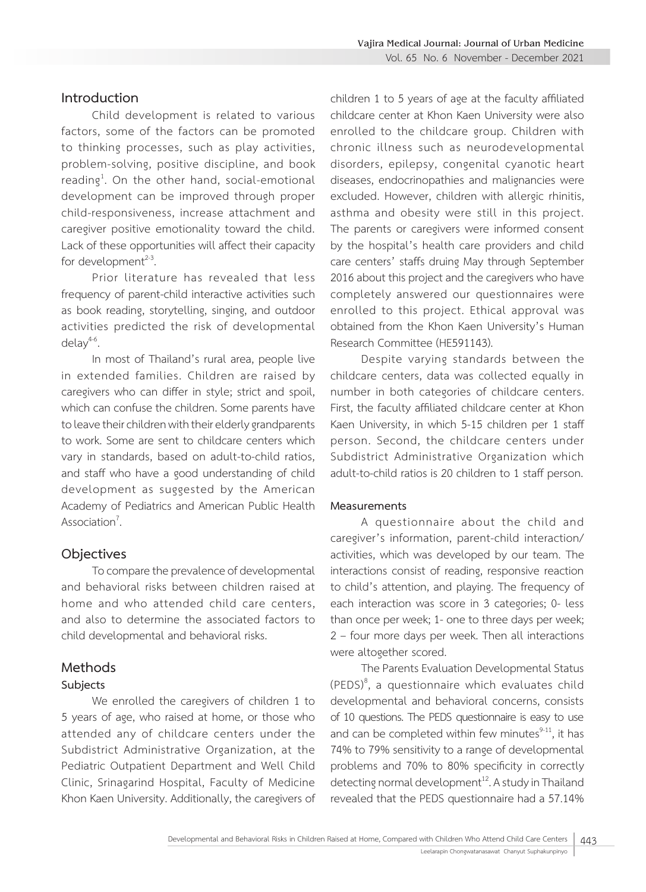## Introduction

Child development is related to various factors, some of the factors can be promoted to thinking processes, such as play activities, problem-solving, positive discipline, and book reading[1]. On the other hand, social-emotional development can be improved through proper child-responsiveness, increase attachment and caregiver positive emotionality toward the child. Lack of these opportunities will affect their capacity for development[2-3].

Prior literature has revealed that less frequency of parent-child interactive activities such as book reading, storytelling, singing, and outdoor activities predicted the risk of developmental delay[4-6].

In most of Thailand's rural area, people live in extended families. Children are raised by caregivers who can differ in style; strict and spoil, which can confuse the children. Some parents have to leave their children with their elderly grandparents to work. Some are sent to childcare centers which vary in standards, based on adult-to-child ratios, and staff who have a good understanding of child development as suggested by the American Academy of Pediatrics and American Public Health Association[7].

## Objectives

To compare the prevalence of developmental and behavioral risks between children raised at home and who attended child care centers, and also to determine the associated factors to child developmental and behavioral risks.

## Methods

### Subjects

We enrolled the caregivers of children 1 to 5 years of age, who raised at home, or those who attended any of childcare centers under the Subdistrict Administrative Organization, at the Pediatric Outpatient Department and Well Child Clinic, Srinagarind Hospital, Faculty of Medicine Khon Kaen University. Additionally, the caregivers of children 1 to 5 years of age at the faculty affiliated childcare center at Khon Kaen University were also enrolled to the childcare group. Children with chronic illness such as neurodevelopmental disorders, epilepsy, congenital cyanotic heart diseases, endocrinopathies and malignancies were excluded. However, children with allergic rhinitis, asthma and obesity were still in this project. The parents or caregivers were informed consent by the hospital's health care providers and child care centers' staffs druing May through September 2016 about this project and the caregivers who have completely answered our questionnaires were enrolled to this project. Ethical approval was obtained from the Khon Kaen University's Human Research Committee (HE591143).

Despite varying standards between the childcare centers, data was collected equally in number in both categories of childcare centers. First, the faculty affiliated childcare center at Khon Kaen University, in which 5-15 children per 1 staff person. Second, the childcare centers under Subdistrict Administrative Organization which adult-to-child ratios is 20 children to 1 staff person.

### Measurements

A questionnaire about the child and caregiver's information, parent-child interaction/activities, which was developed by our team. The interactions consist of reading, responsive reaction to child's attention, and playing. The frequency of each interaction was score in 3 categories; 0- less than once per week; 1- one to three days per week; 2 – four more days per week. Then all interactions were altogether scored.

The Parents Evaluation Developmental Status (PEDS)[8], a questionnaire which evaluates child developmental and behavioral concerns, consists of 10 questions. The PEDS questionnaire is easy to use and can be completed within few minutes[9-11], it has 74% to 79% sensitivity to a range of developmental problems and 70% to 80% specificity in correctly detecting normal development[12]. A study in Thailand revealed that the PEDS questionnaire had a 57.14%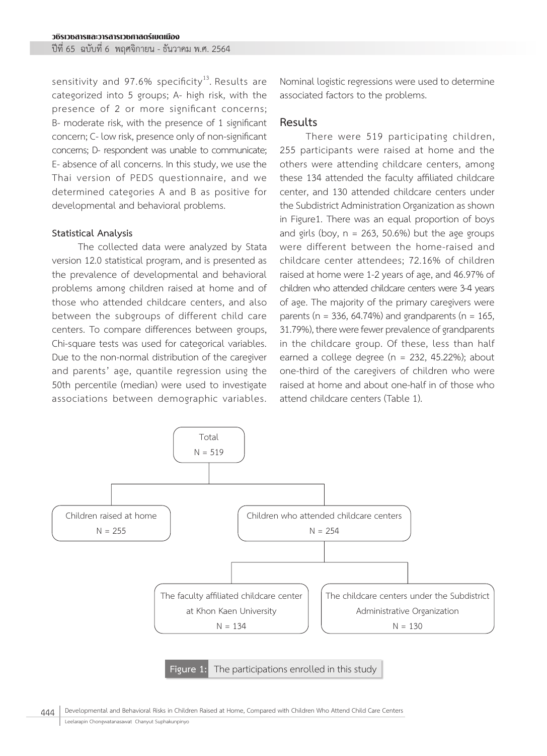sensitivity and 97.6% specificity[13]. Results are categorized into 5 groups; A- high risk, with the presence of 2 or more significant concerns; B- moderate risk, with the presence of 1 significant concern; C- low risk, presence only of non-significant concerns; D- respondent was unable to communicate; E- absence of all concerns. In this study, we use the Thai version of PEDS questionnaire, and we determined categories A and B as positive for developmental and behavioral problems.

### Statistical Analysis

The collected data were analyzed by Stata version 12.0 statistical program, and is presented as the prevalence of developmental and behavioral problems among children raised at home and of those who attended childcare centers, and also between the subgroups of different child care centers. To compare differences between groups, Chi-square tests was used for categorical variables. Due to the non-normal distribution of the caregiver and parents' age, quantile regression using the 50th percentile (median) were used to investigate associations between demographic variables. Nominal logistic regressions were used to determine associated factors to the problems.

## Results

There were 519 participating children, 255 participants were raised at home and the others were attending childcare centers, among these 134 attended the faculty affiliated childcare center, and 130 attended childcare centers under the Subdistrict Administration Organization as shown in Figure1. There was an equal proportion of boys and girls (boy, n = 263, 50.6%) but the age groups were different between the home-raised and childcare center attendees; 72.16% of children raised at home were 1-2 years of age, and 46.97% of children who attended childcare centers were 3-4 years of age. The majority of the primary caregivers were parents (n = 336, 64.74%) and grandparents (n = 165, 31.79%), there were fewer prevalence of grandparents in the childcare group. Of these, less than half earned a college degree (n = 232, 45.22%); about one-third of the caregivers of children who were raised at home and about one-half in of those who attend childcare centers (Table 1).

Total
N = 519

Children raised at home
N = 255

Children who attended childcare centers
N = 254

The faculty affiliated childcare center at Khon Kaen University
N = 134

The childcare centers under the Subdistrict Administrative Organization
N = 130

**Figure 1:** The participations enrolled in this study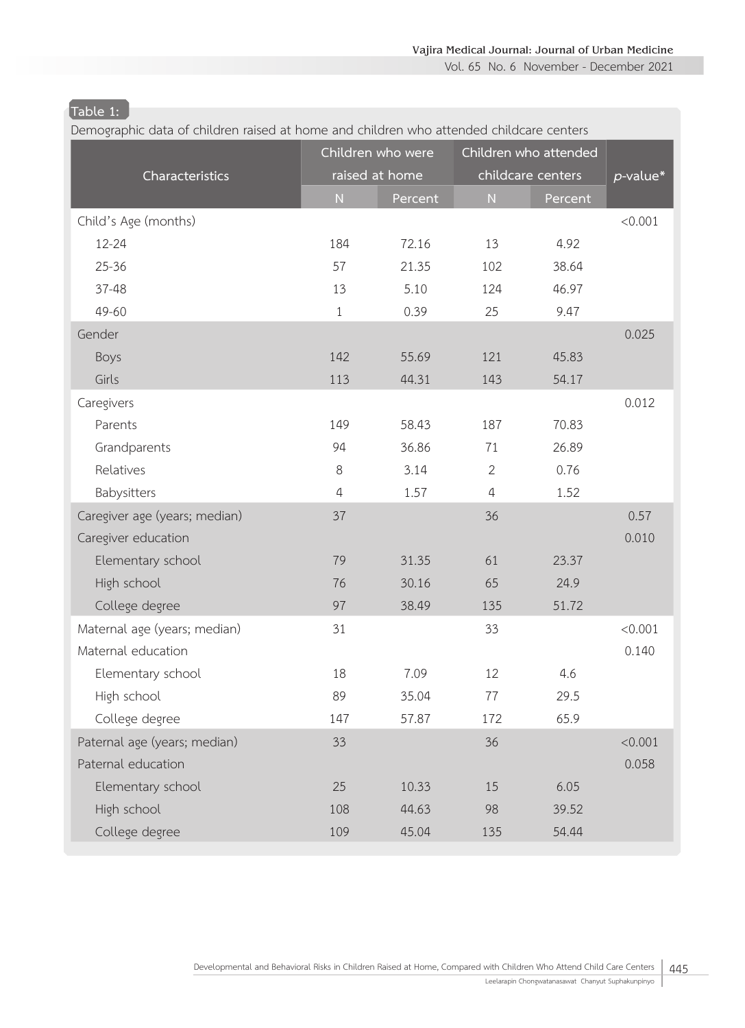Table 1:

Demographic data of children raised at home and children who attended childcare centers

| Characteristics | Children who were raised at home | | Children who attended childcare centers | | *p*-value* |
|---|---|---|---|---|---|
| | N | Percent | N | Percent | |
| Child's Age (months) | | | | | <0.001 |
| 12-24 | 184 | 72.16 | 13 | 4.92 | |
| 25-36 | 57 | 21.35 | 102 | 38.64 | |
| 37-48 | 13 | 5.10 | 124 | 46.97 | |
| 49-60 | 1 | 0.39 | 25 | 9.47 | |
| Gender | | | | | 0.025 |
| Boys | 142 | 55.69 | 121 | 45.83 | |
| Girls | 113 | 44.31 | 143 | 54.17 | |
| Caregivers | | | | | 0.012 |
| Parents | 149 | 58.43 | 187 | 70.83 | |
| Grandparents | 94 | 36.86 | 71 | 26.89 | |
| Relatives | 8 | 3.14 | 2 | 0.76 | |
| Babysitters | 4 | 1.57 | 4 | 1.52 | |
| Caregiver age (years; median) | 37 | | 36 | | 0.57 |
| Caregiver education | | | | | 0.010 |
| Elementary school | 79 | 31.35 | 61 | 23.37 | |
| High school | 76 | 30.16 | 65 | 24.9 | |
| College degree | 97 | 38.49 | 135 | 51.72 | |
| Maternal age (years; median) | 31 | | 33 | | <0.001 |
| Maternal education | | | | | 0.140 |
| Elementary school | 18 | 7.09 | 12 | 4.6 | |
| High school | 89 | 35.04 | 77 | 29.5 | |
| College degree | 147 | 57.87 | 172 | 65.9 | |
| Paternal age (years; median) | 33 | | 36 | | <0.001 |
| Paternal education | | | | | 0.058 |
| Elementary school | 25 | 10.33 | 15 | 6.05 | |
| High school | 108 | 44.63 | 98 | 39.52 | |
| College degree | 109 | 45.04 | 135 | 54.44 | |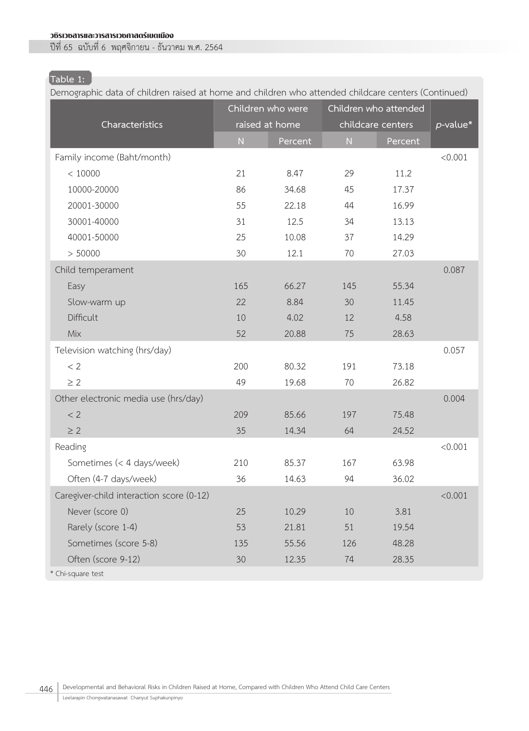**Table 1:**

Demographic data of children raised at home and children who attended childcare centers (Continued)

| Characteristics | Children who were raised at home | | Children who attended childcare centers | | *p*-value* |
|---|---|---|---|---|---|
| | N | Percent | N | Percent | |
| Family income (Baht/month) | | | | | <0.001 |
| < 10000 | 21 | 8.47 | 29 | 11.2 | |
| 10000-20000 | 86 | 34.68 | 45 | 17.37 | |
| 20001-30000 | 55 | 22.18 | 44 | 16.99 | |
| 30001-40000 | 31 | 12.5 | 34 | 13.13 | |
| 40001-50000 | 25 | 10.08 | 37 | 14.29 | |
| > 50000 | 30 | 12.1 | 70 | 27.03 | |
| Child temperament | | | | | 0.087 |
| Easy | 165 | 66.27 | 145 | 55.34 | |
| Slow-warm up | 22 | 8.84 | 30 | 11.45 | |
| Difficult | 10 | 4.02 | 12 | 4.58 | |
| Mix | 52 | 20.88 | 75 | 28.63 | |
| Television watching (hrs/day) | | | | | 0.057 |
| < 2 | 200 | 80.32 | 191 | 73.18 | |
| ≥ 2 | 49 | 19.68 | 70 | 26.82 | |
| Other electronic media use (hrs/day) | | | | | 0.004 |
| < 2 | 209 | 85.66 | 197 | 75.48 | |
| ≥ 2 | 35 | 14.34 | 64 | 24.52 | |
| Reading | | | | | <0.001 |
| Sometimes (< 4 days/week) | 210 | 85.37 | 167 | 63.98 | |
| Often (4-7 days/week) | 36 | 14.63 | 94 | 36.02 | |
| Caregiver-child interaction score (0-12) | | | | | <0.001 |
| Never (score 0) | 25 | 10.29 | 10 | 3.81 | |
| Rarely (score 1-4) | 53 | 21.81 | 51 | 19.54 | |
| Sometimes (score 5-8) | 135 | 55.56 | 126 | 48.28 | |
| Often (score 9-12) | 30 | 12.35 | 74 | 28.35 | |

* Chi-square test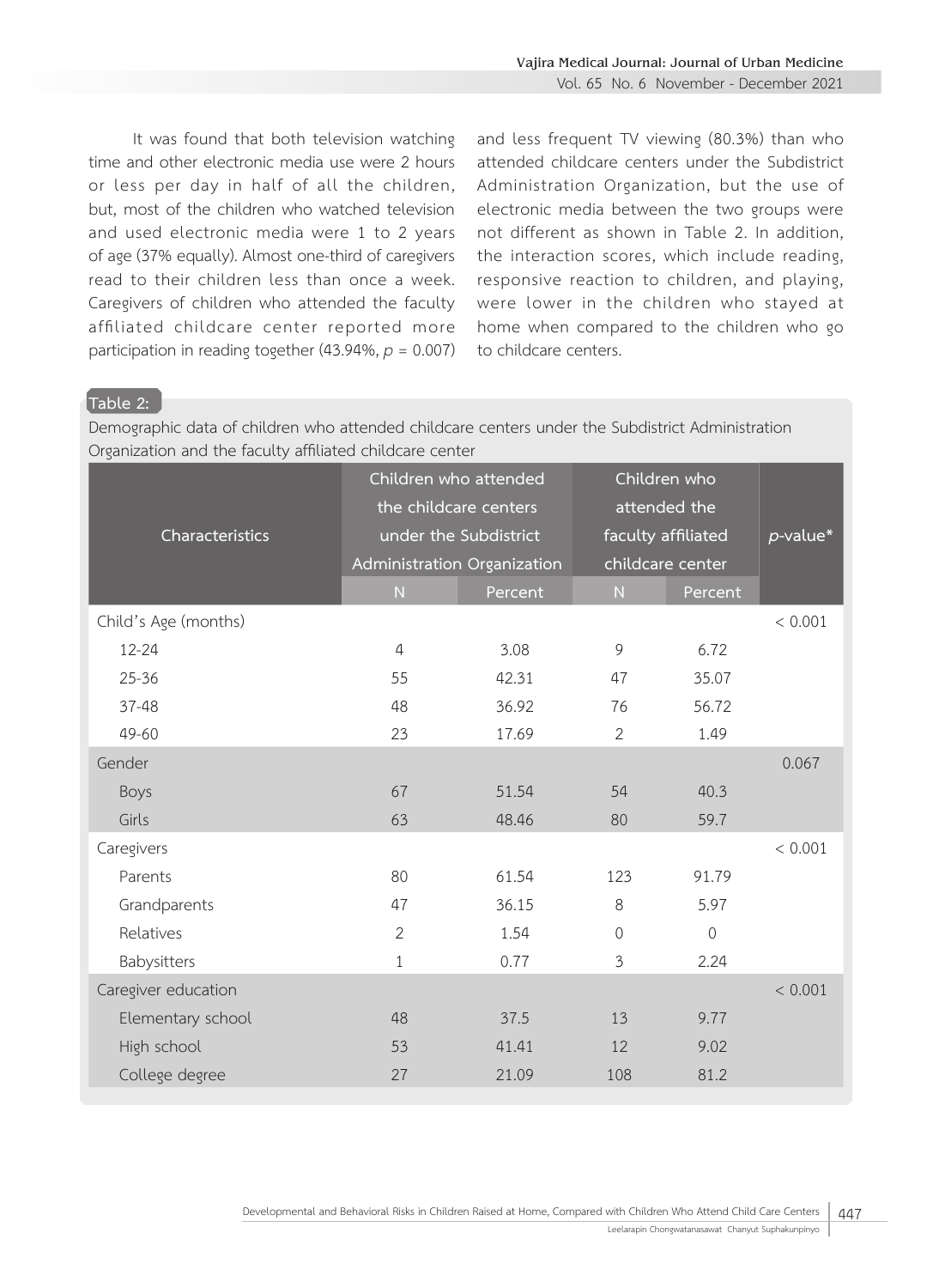It was found that both television watching time and other electronic media use were 2 hours or less per day in half of all the children, but, most of the children who watched television and used electronic media were 1 to 2 years of age (37% equally). Almost one-third of caregivers read to their children less than once a week. Caregivers of children who attended the faculty affiliated childcare center reported more participation in reading together (43.94%, $p$ = 0.007) and less frequent TV viewing (80.3%) than who attended childcare centers under the Subdistrict Administration Organization, but the use of electronic media between the two groups were not different as shown in Table 2. In addition, the interaction scores, which include reading, responsive reaction to children, and playing, were lower in the children who stayed at home when compared to the children who go to childcare centers.

**Table 2:**

Demographic data of children who attended childcare centers under the Subdistrict Administration Organization and the faculty affiliated childcare center

| Characteristics | Children who attended the childcare centers under the Subdistrict Administration Organization | | Children who attended the faculty affiliated childcare center | | *p*-value* |
|---|---|---|---|---|---|
| | N | Percent | N | Percent | |
| Child's Age (months) | | | | | < 0.001 |
| 12-24 | 4 | 3.08 | 9 | 6.72 | |
| 25-36 | 55 | 42.31 | 47 | 35.07 | |
| 37-48 | 48 | 36.92 | 76 | 56.72 | |
| 49-60 | 23 | 17.69 | 2 | 1.49 | |
| Gender | | | | | 0.067 |
| Boys | 67 | 51.54 | 54 | 40.3 | |
| Girls | 63 | 48.46 | 80 | 59.7 | |
| Caregivers | | | | | < 0.001 |
| Parents | 80 | 61.54 | 123 | 91.79 | |
| Grandparents | 47 | 36.15 | 8 | 5.97 | |
| Relatives | 2 | 1.54 | 0 | 0 | |
| Babysitters | 1 | 0.77 | 3 | 2.24 | |
| Caregiver education | | | | | < 0.001 |
| Elementary school | 48 | 37.5 | 13 | 9.77 | |
| High school | 53 | 41.41 | 12 | 9.02 | |
| College degree | 27 | 21.09 | 108 | 81.2 | |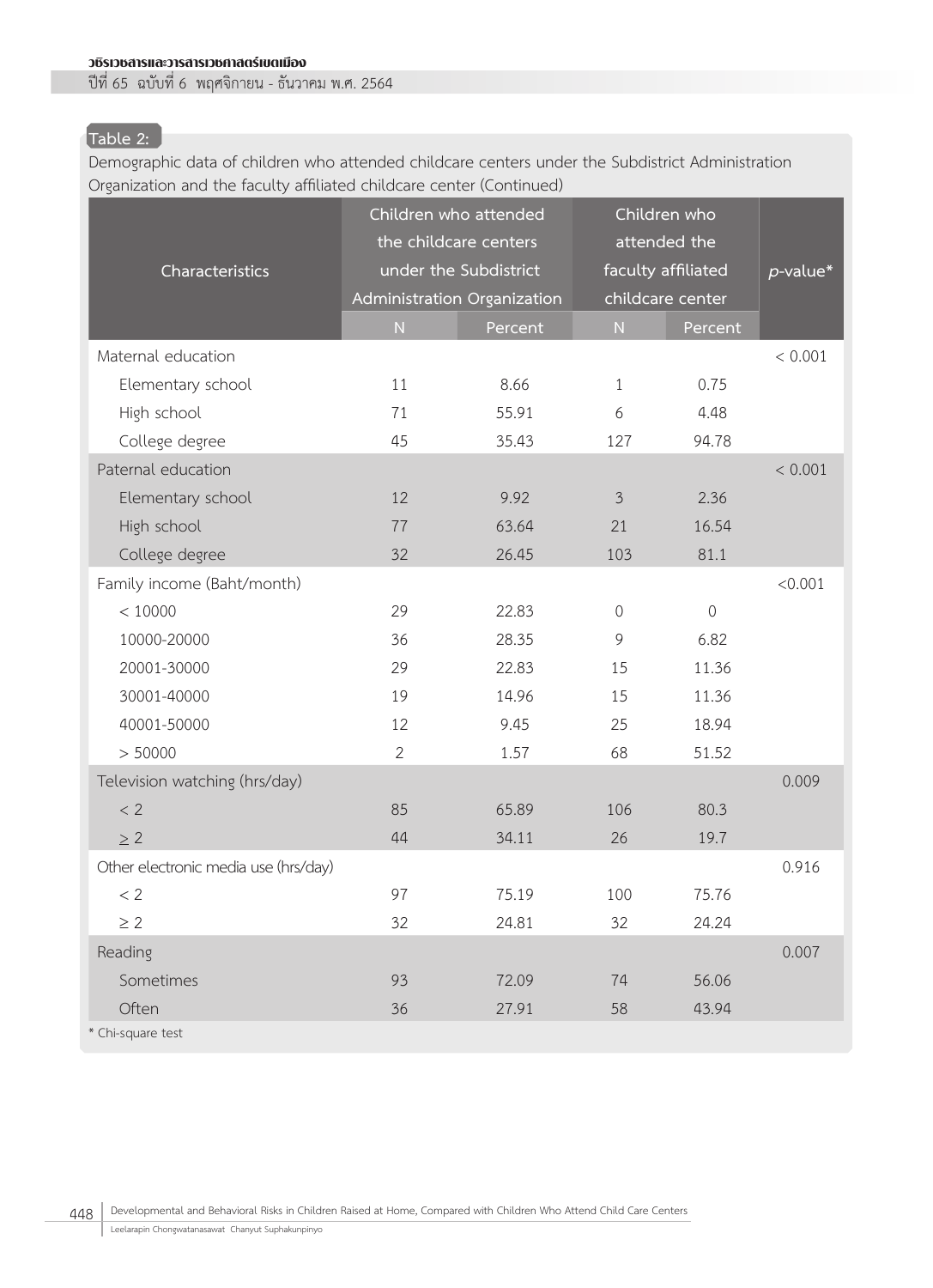**Table 2:**

Demographic data of children who attended childcare centers under the Subdistrict Administration Organization and the faculty affiliated childcare center (Continued)

| Characteristics | Children who attended the childcare centers under the Subdistrict Administration Organization | | Children who attended the faculty affiliated childcare center | | *p*-value* |
|---|---|---|---|---|---|
| | N | Percent | N | Percent | |
| Maternal education | | | | | < 0.001 |
| Elementary school | 11 | 8.66 | 1 | 0.75 | |
| High school | 71 | 55.91 | 6 | 4.48 | |
| College degree | 45 | 35.43 | 127 | 94.78 | |
| Paternal education | | | | | < 0.001 |
| Elementary school | 12 | 9.92 | 3 | 2.36 | |
| High school | 77 | 63.64 | 21 | 16.54 | |
| College degree | 32 | 26.45 | 103 | 81.1 | |
| Family income (Baht/month) | | | | | <0.001 |
| < 10000 | 29 | 22.83 | 0 | 0 | |
| 10000-20000 | 36 | 28.35 | 9 | 6.82 | |
| 20001-30000 | 29 | 22.83 | 15 | 11.36 | |
| 30001-40000 | 19 | 14.96 | 15 | 11.36 | |
| 40001-50000 | 12 | 9.45 | 25 | 18.94 | |
| > 50000 | 2 | 1.57 | 68 | 51.52 | |
| Television watching (hrs/day) | | | | | 0.009 |
| < 2 | 85 | 65.89 | 106 | 80.3 | |
| ≥ 2 | 44 | 34.11 | 26 | 19.7 | |
| Other electronic media use (hrs/day) | | | | | 0.916 |
| < 2 | 97 | 75.19 | 100 | 75.76 | |
| ≥ 2 | 32 | 24.81 | 32 | 24.24 | |
| Reading | | | | | 0.007 |
| Sometimes | 93 | 72.09 | 74 | 56.06 | |
| Often | 36 | 27.91 | 58 | 43.94 | |

* Chi-square test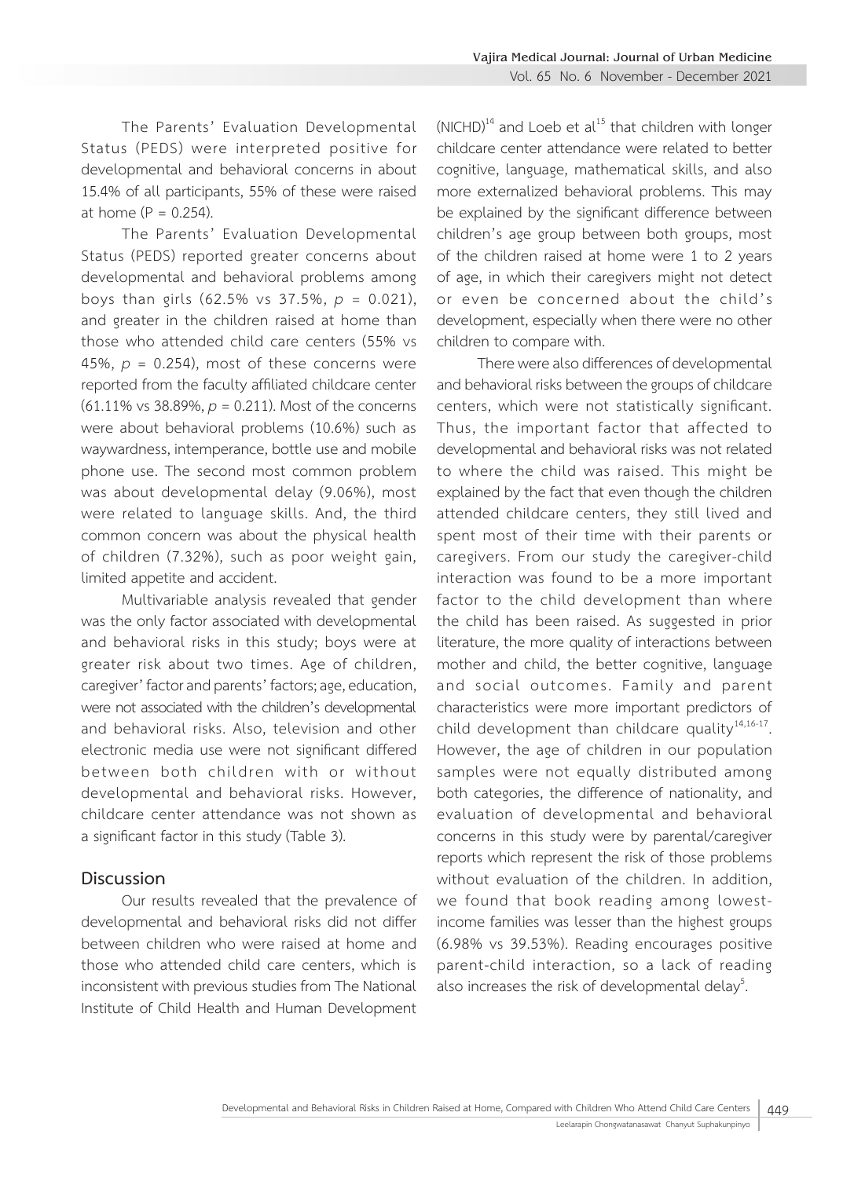The Parents' Evaluation Developmental Status (PEDS) were interpreted positive for developmental and behavioral concerns in about 15.4% of all participants, 55% of these were raised at home (P = 0.254).

The Parents' Evaluation Developmental Status (PEDS) reported greater concerns about developmental and behavioral problems among boys than girls (62.5% vs 37.5%, $p$ = 0.021), and greater in the children raised at home than those who attended child care centers (55% vs 45%, $p$ = 0.254), most of these concerns were reported from the faculty affiliated childcare center (61.11% vs 38.89%, $p$ = 0.211). Most of the concerns were about behavioral problems (10.6%) such as waywardness, intemperance, bottle use and mobile phone use. The second most common problem was about developmental delay (9.06%), most were related to language skills. And, the third common concern was about the physical health of children (7.32%), such as poor weight gain, limited appetite and accident.

Multivariable analysis revealed that gender was the only factor associated with developmental and behavioral risks in this study; boys were at greater risk about two times. Age of children, caregiver' factor and parents' factors; age, education, were not associated with the children's developmental and behavioral risks. Also, television and other electronic media use were not significant differed between both children with or without developmental and behavioral risks. However, childcare center attendance was not shown as a significant factor in this study (Table 3).

## Discussion

Our results revealed that the prevalence of developmental and behavioral risks did not differ between children who were raised at home and those who attended child care centers, which is inconsistent with previous studies from The National Institute of Child Health and Human Development (NICHD)[14] and Loeb et al[15] that children with longer childcare center attendance were related to better cognitive, language, mathematical skills, and also more externalized behavioral problems. This may be explained by the significant difference between children's age group between both groups, most of the children raised at home were 1 to 2 years of age, in which their caregivers might not detect or even be concerned about the child's development, especially when there were no other children to compare with.

There were also differences of developmental and behavioral risks between the groups of childcare centers, which were not statistically significant. Thus, the important factor that affected to developmental and behavioral risks was not related to where the child was raised. This might be explained by the fact that even though the children attended childcare centers, they still lived and spent most of their time with their parents or caregivers. From our study the caregiver-child interaction was found to be a more important factor to the child development than where the child has been raised. As suggested in prior literature, the more quality of interactions between mother and child, the better cognitive, language and social outcomes. Family and parent characteristics were more important predictors of child development than childcare quality[14,16-17]. However, the age of children in our population samples were not equally distributed among both categories, the difference of nationality, and evaluation of developmental and behavioral concerns in this study were by parental/caregiver reports which represent the risk of those problems without evaluation of the children. In addition, we found that book reading among lowest-income families was lesser than the highest groups (6.98% vs 39.53%). Reading encourages positive parent-child interaction, so a lack of reading also increases the risk of developmental delay[5].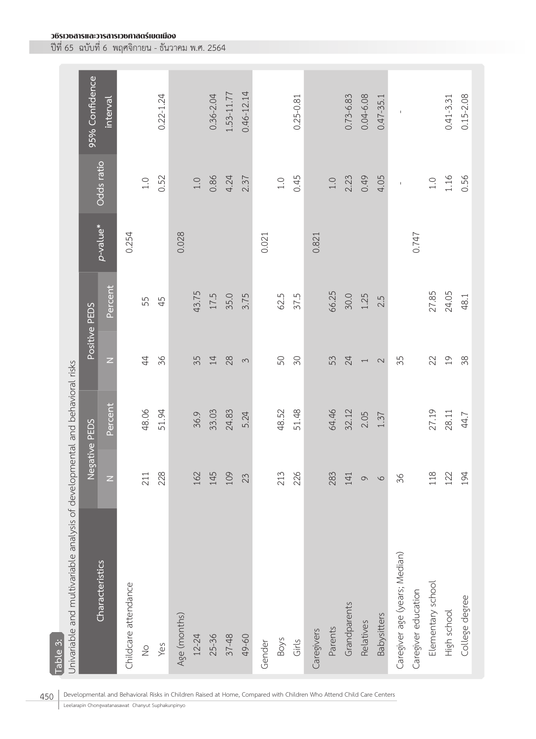Table 3: Univariable and multivariable analysis of developmental and behavioral risks

| Characteristics | Negative PEDS | | Positive PEDS | | *p*-value* | Odds ratio | 95% Confidence interval |
|---|---|---|---|---|---|---|---|
| | N | Percent | N | Percent | | | |
| Childcare attendance | | | | | 0.254 | | |
| No | 211 | 48.06 | 44 | 55 | | 1.0 | |
| Yes | 228 | 51.94 | 36 | 45 | | 0.52 | 0.22-1.24 |
| Age (months) | | | | | 0.028 | | |
| 12-24 | 162 | 36.9 | 35 | 43.75 | | 1.0 | |
| 25-36 | 145 | 33.03 | 14 | 17.5 | | 0.86 | 0.36-2.04 |
| 37-48 | 109 | 24.83 | 28 | 35.0 | | 4.24 | 1.53-11.77 |
| 49-60 | 23 | 5.24 | 3 | 3.75 | | 2.37 | 0.46-12.14 |
| Gender | | | | | 0.021 | | |
| Boys | 213 | 48.52 | 50 | 62.5 | | 1.0 | |
| Girls | 226 | 51.48 | 30 | 37.5 | | 0.45 | 0.25-0.81 |
| Caregivers | | | | | 0.821 | | |
| Parents | 283 | 64.46 | 53 | 66.25 | | 1.0 | |
| Grandparents | 141 | 32.12 | 24 | 30.0 | | 2.23 | 0.73-6.83 |
| Relatives | 9 | 2.05 | 1 | 1.25 | | 0.49 | 0.04-6.08 |
| Babysitters | 6 | 1.37 | 2 | 2.5 | | 4.05 | 0.47-35.1 |
| Caregiver age (years; Median) | 36 | | 35 | | | - | - |
| Caregiver education | | | | | 0.747 | | |
| Elementary school | 118 | 27.19 | 22 | 27.85 | | 1.0 | |
| High school | 122 | 28.11 | 19 | 24.05 | | 1.16 | 0.41-3.31 |
| College degree | 194 | 44.7 | 38 | 48.1 | | 0.56 | 0.15-2.08 |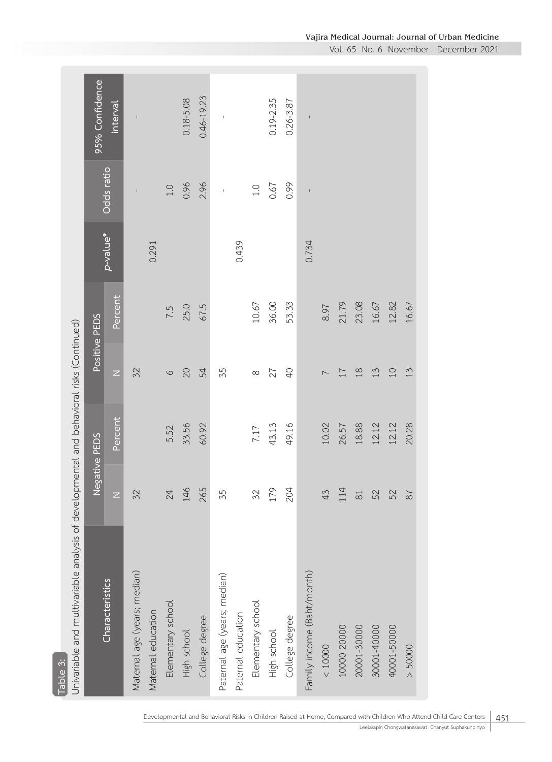Table 3:

Univariable and multivariable analysis of developmental and behavioral risks (Continued)

| Characteristics | Negative PEDS | | Positive PEDS | | *p*-value* | Odds ratio | 95% Confidence interval |
|---|---|---|---|---|---|---|---|
| | N | Percent | N | Percent | | | |
| Maternal age (years; median) | 32 | | 32 | | | - | - |
| Maternal education | | | | | 0.291 | | |
| Elementary school | 24 | 5.52 | 6 | 7.5 | | 1.0 | |
| High school | 146 | 33.56 | 20 | 25.0 | | 0.96 | 0.18-5.08 |
| College degree | 265 | 60.92 | 54 | 67.5 | | 2.96 | 0.46-19.23 |
| Paternal age (years; median) | 35 | | 35 | | | - | - |
| Paternal education | | | | | 0.439 | | |
| Elementary school | 32 | 7.17 | 8 | 10.67 | | 1.0 | |
| High school | 179 | 43.13 | 27 | 36.00 | | 0.67 | 0.19-2.35 |
| College degree | 204 | 49.16 | 40 | 53.33 | | 0.99 | 0.26-3.87 |
| Family income (Baht/month) | | | | | 0.734 | - | - |
| < 10000 | 43 | 10.02 | 7 | 8.97 | | | |
| 10000-20000 | 114 | 26.57 | 17 | 21.79 | | | |
| 20001-30000 | 81 | 18.88 | 18 | 23.08 | | | |
| 30001-40000 | 52 | 12.12 | 13 | 16.67 | | | |
| 40001-50000 | 52 | 12.12 | 10 | 12.82 | | | |
| > 50000 | 87 | 20.28 | 13 | 16.67 | | | |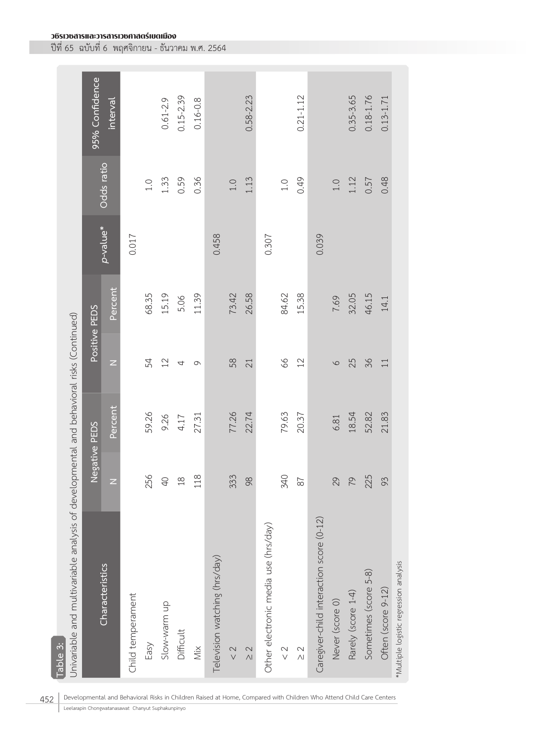Table 3: Univariable and multivariable analysis of developmental and behavioral risks (Continued)

| Characteristics | Negative PEDS | | Positive PEDS | | *p*-value* | Odds ratio | 95% Confidence interval |
|---|---|---|---|---|---|---|---|
| | N | Percent | N | Percent | | | |
| Child temperament | | | | | 0.017 | | |
| Easy | 256 | 59.26 | 54 | 68.35 | | 1.0 | |
| Slow-warm up | 40 | 9.26 | 12 | 15.19 | | 1.33 | 0.61-2.9 |
| Difficult | 18 | 4.17 | 4 | 5.06 | | 0.59 | 0.15-2.39 |
| Mix | 118 | 27.31 | 9 | 11.39 | | 0.36 | 0.16-0.8 |
| Television watching (hrs/day) | | | | | 0.458 | | |
| < 2 | 333 | 77.26 | 58 | 73.42 | | 1.0 | |
| ≥ 2 | 98 | 22.74 | 21 | 26.58 | | 1.13 | 0.58-2.23 |
| Other electronic media use (hrs/day) | | | | | 0.307 | | |
| < 2 | 340 | 79.63 | 66 | 84.62 | | 1.0 | |
| ≥ 2 | 87 | 20.37 | 12 | 15.38 | | 0.49 | 0.21-1.12 |
| Caregiver-child interaction score (0-12) | | | | | 0.039 | | |
| Never (score 0) | 29 | 6.81 | 6 | 7.69 | | 1.0 | |
| Rarely (score 1-4) | 79 | 18.54 | 25 | 32.05 | | 1.12 | 0.35-3.65 |
| Sometimes (score 5-8) | 225 | 52.82 | 36 | 46.15 | | 0.57 | 0.18-1.76 |
| Often (score 9-12) | 93 | 21.83 | 11 | 14.1 | | 0.48 | 0.13-1.71 |

*Multiple logistic regression analysis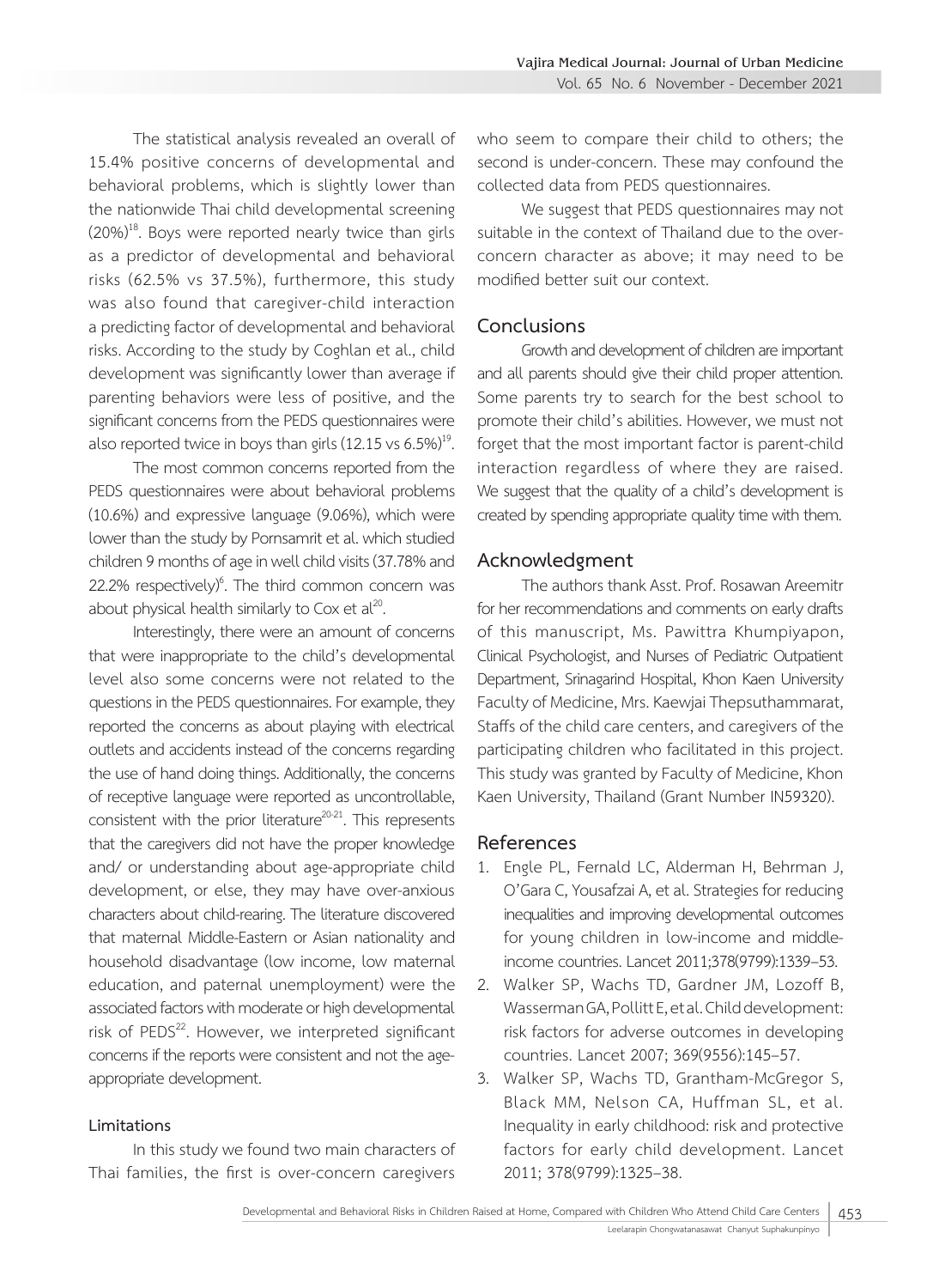The statistical analysis revealed an overall of 15.4% positive concerns of developmental and behavioral problems, which is slightly lower than the nationwide Thai child developmental screening (20%)[18]. Boys were reported nearly twice than girls as a predictor of developmental and behavioral risks (62.5% vs 37.5%), furthermore, this study was also found that caregiver-child interaction a predicting factor of developmental and behavioral risks. According to the study by Coghlan et al., child development was significantly lower than average if parenting behaviors were less of positive, and the significant concerns from the PEDS questionnaires were also reported twice in boys than girls (12.15 vs 6.5%)[19].

The most common concerns reported from the PEDS questionnaires were about behavioral problems (10.6%) and expressive language (9.06%), which were lower than the study by Pornsamrit et al. which studied children 9 months of age in well child visits (37.78% and 22.2% respectively)[6]. The third common concern was about physical health similarly to Cox et al[20].

Interestingly, there were an amount of concerns that were inappropriate to the child's developmental level also some concerns were not related to the questions in the PEDS questionnaires. For example, they reported the concerns as about playing with electrical outlets and accidents instead of the concerns regarding the use of hand doing things. Additionally, the concerns of receptive language were reported as uncontrollable, consistent with the prior literature[20-21]. This represents that the caregivers did not have the proper knowledge and/ or understanding about age-appropriate child development, or else, they may have over-anxious characters about child-rearing. The literature discovered that maternal Middle-Eastern or Asian nationality and household disadvantage (low income, low maternal education, and paternal unemployment) were the associated factors with moderate or high developmental risk of PEDS[22]. However, we interpreted significant concerns if the reports were consistent and not the age-appropriate development.

### Limitations

In this study we found two main characters of Thai families, the first is over-concern caregivers who seem to compare their child to others; the second is under-concern. These may confound the collected data from PEDS questionnaires.

We suggest that PEDS questionnaires may not suitable in the context of Thailand due to the over-concern character as above; it may need to be modified better suit our context.

## Conclusions

Growth and development of children are important and all parents should give their child proper attention. Some parents try to search for the best school to promote their child's abilities. However, we must not forget that the most important factor is parent-child interaction regardless of where they are raised. We suggest that the quality of a child's development is created by spending appropriate quality time with them.

## Acknowledgment

The authors thank Asst. Prof. Rosawan Areemitr for her recommendations and comments on early drafts of this manuscript, Ms. Pawittra Khumpiyapon, Clinical Psychologist, and Nurses of Pediatric Outpatient Department, Srinagarind Hospital, Khon Kaen University Faculty of Medicine, Mrs. Kaewjai Thepsuthammarat, Staffs of the child care centers, and caregivers of the participating children who facilitated in this project. This study was granted by Faculty of Medicine, Khon Kaen University, Thailand (Grant Number IN59320).

## References

1. Engle PL, Fernald LC, Alderman H, Behrman J, O'Gara C, Yousafzai A, et al. Strategies for reducing inequalities and improving developmental outcomes for young children in low-income and middle-income countries. Lancet 2011;378(9799):1339–53.
2. Walker SP, Wachs TD, Gardner JM, Lozoff B, Wasserman GA, Pollitt E, et al. Child development: risk factors for adverse outcomes in developing countries. Lancet 2007; 369(9556):145–57.
3. Walker SP, Wachs TD, Grantham-McGregor S, Black MM, Nelson CA, Huffman SL, et al. Inequality in early childhood: risk and protective factors for early child development. Lancet 2011; 378(9799):1325–38.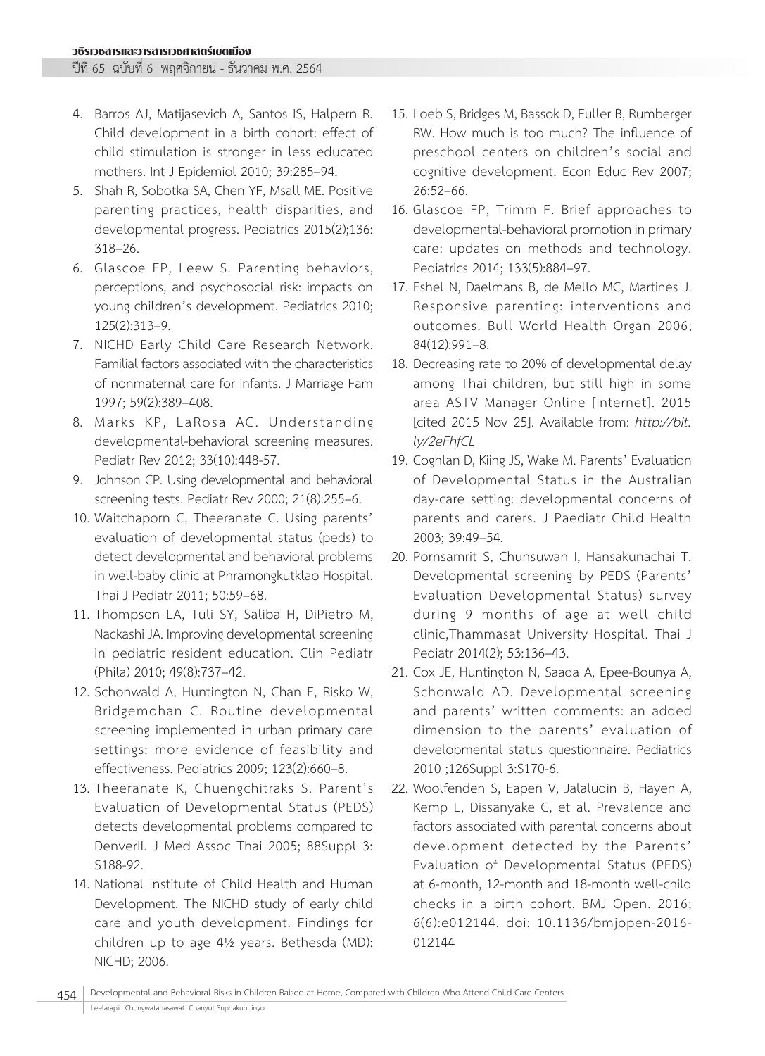4. Barros AJ, Matijasevich A, Santos IS, Halpern R. Child development in a birth cohort: effect of child stimulation is stronger in less educated mothers. Int J Epidemiol 2010; 39:285–94.
5. Shah R, Sobotka SA, Chen YF, Msall ME. Positive parenting practices, health disparities, and developmental progress. Pediatrics 2015(2);136: 318–26.
6. Glascoe FP, Leew S. Parenting behaviors, perceptions, and psychosocial risk: impacts on young children's development. Pediatrics 2010; 125(2):313–9.
7. NICHD Early Child Care Research Network. Familial factors associated with the characteristics of nonmaternal care for infants. J Marriage Fam 1997; 59(2):389–408.
8. Marks KP, LaRosa AC. Understanding developmental-behavioral screening measures. Pediatr Rev 2012; 33(10):448-57.
9. Johnson CP. Using developmental and behavioral screening tests. Pediatr Rev 2000; 21(8):255–6.
10. Waitchaporn C, Theeranate C. Using parents' evaluation of developmental status (peds) to detect developmental and behavioral problems in well-baby clinic at Phramongkutklao Hospital. Thai J Pediatr 2011; 50:59–68.
11. Thompson LA, Tuli SY, Saliba H, DiPietro M, Nackashi JA. Improving developmental screening in pediatric resident education. Clin Pediatr (Phila) 2010; 49(8):737–42.
12. Schonwald A, Huntington N, Chan E, Risko W, Bridgemohan C. Routine developmental screening implemented in urban primary care settings: more evidence of feasibility and effectiveness. Pediatrics 2009; 123(2):660–8.
13. Theeranate K, Chuengchitraks S. Parent's Evaluation of Developmental Status (PEDS) detects developmental problems compared to DenverII. J Med Assoc Thai 2005; 88Suppl 3: S188-92.
14. National Institute of Child Health and Human Development. The NICHD study of early child care and youth development. Findings for children up to age 4½ years. Bethesda (MD): NICHD; 2006.
15. Loeb S, Bridges M, Bassok D, Fuller B, Rumberger RW. How much is too much? The influence of preschool centers on children's social and cognitive development. Econ Educ Rev 2007; 26:52–66.
16. Glascoe FP, Trimm F. Brief approaches to developmental-behavioral promotion in primary care: updates on methods and technology. Pediatrics 2014; 133(5):884–97.
17. Eshel N, Daelmans B, de Mello MC, Martines J. Responsive parenting: interventions and outcomes. Bull World Health Organ 2006; 84(12):991–8.
18. Decreasing rate to 20% of developmental delay among Thai children, but still high in some area ASTV Manager Online [Internet]. 2015 [cited 2015 Nov 25]. Available from: *http://bit.ly/2eFhfCL*
19. Coghlan D, Kiing JS, Wake M. Parents' Evaluation of Developmental Status in the Australian day-care setting: developmental concerns of parents and carers. J Paediatr Child Health 2003; 39:49–54.
20. Pornsamrit S, Chunsuwan I, Hansakunachai T. Developmental screening by PEDS (Parents' Evaluation Developmental Status) survey during 9 months of age at well child clinic,Thammasat University Hospital. Thai J Pediatr 2014(2); 53:136–43.
21. Cox JE, Huntington N, Saada A, Epee-Bounya A, Schonwald AD. Developmental screening and parents' written comments: an added dimension to the parents' evaluation of developmental status questionnaire. Pediatrics 2010 ;126Suppl 3:S170-6.
22. Woolfenden S, Eapen V, Jalaludin B, Hayen A, Kemp L, Dissanyake C, et al. Prevalence and factors associated with parental concerns about development detected by the Parents' Evaluation of Developmental Status (PEDS) at 6-month, 12-month and 18-month well-child checks in a birth cohort. BMJ Open. 2016; 6(6):e012144. doi: 10.1136/bmjopen-2016-012144